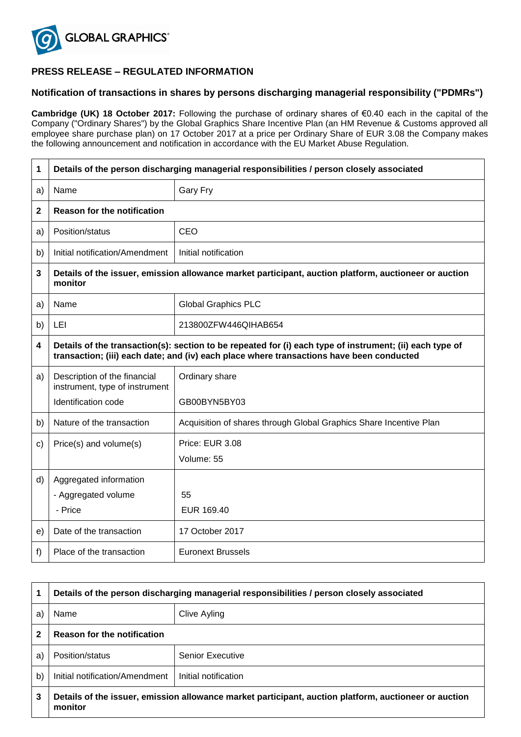GLOBAL GRAPHICS®

## PRESS RELEASE – REGULATED INFORMATION

### Notification of transactions in shares by persons discharging managerial responsibility ("PDMRs")

**Cambridge (UK) 18 October 2017:** Following the purchase of ordinary shares of €0.40 each in the capital of the Company ("Ordinary Shares") by the Global Graphics Share Incentive Plan (an HM Revenue & Customs approved all employee share purchase plan) on 17 October 2017 at a price per Ordinary Share of EUR 3.08 the Company makes the following announcement and notification in accordance with the EU Market Abuse Regulation.

| 1 | **Details of the person discharging managerial responsibilities / person closely associated** | |
|---|---|---|
| a) | Name | Gary Fry |
| 2 | **Reason for the notification** | |
| a) | Position/status | CEO |
| b) | Initial notification/Amendment | Initial notification |
| 3 | **Details of the issuer, emission allowance market participant, auction platform, auctioneer or auction monitor** | |
| a) | Name | Global Graphics PLC |
| b) | LEI | 213800ZFW446QIHAB654 |
| 4 | **Details of the transaction(s): section to be repeated for (i) each type of instrument; (ii) each type of transaction; (iii) each date; and (iv) each place where transactions have been conducted** | |
| a) | Description of the financial instrument, type of instrument<br>Identification code | Ordinary share<br>GB00BYN5BY03 |
| b) | Nature of the transaction | Acquisition of shares through Global Graphics Share Incentive Plan |
| c) | Price(s) and volume(s) | Price: EUR 3.08<br>Volume: 55 |
| d) | Aggregated information<br>- Aggregated volume<br>- Price | <br>55<br>EUR 169.40 |
| e) | Date of the transaction | 17 October 2017 |
| f) | Place of the transaction | Euronext Brussels |

| 1 | **Details of the person discharging managerial responsibilities / person closely associated** | |
|---|---|---|
| a) | Name | Clive Ayling |
| 2 | **Reason for the notification** | |
| a) | Position/status | Senior Executive |
| b) | Initial notification/Amendment | Initial notification |
| 3 | **Details of the issuer, emission allowance market participant, auction platform, auctioneer or auction monitor** | |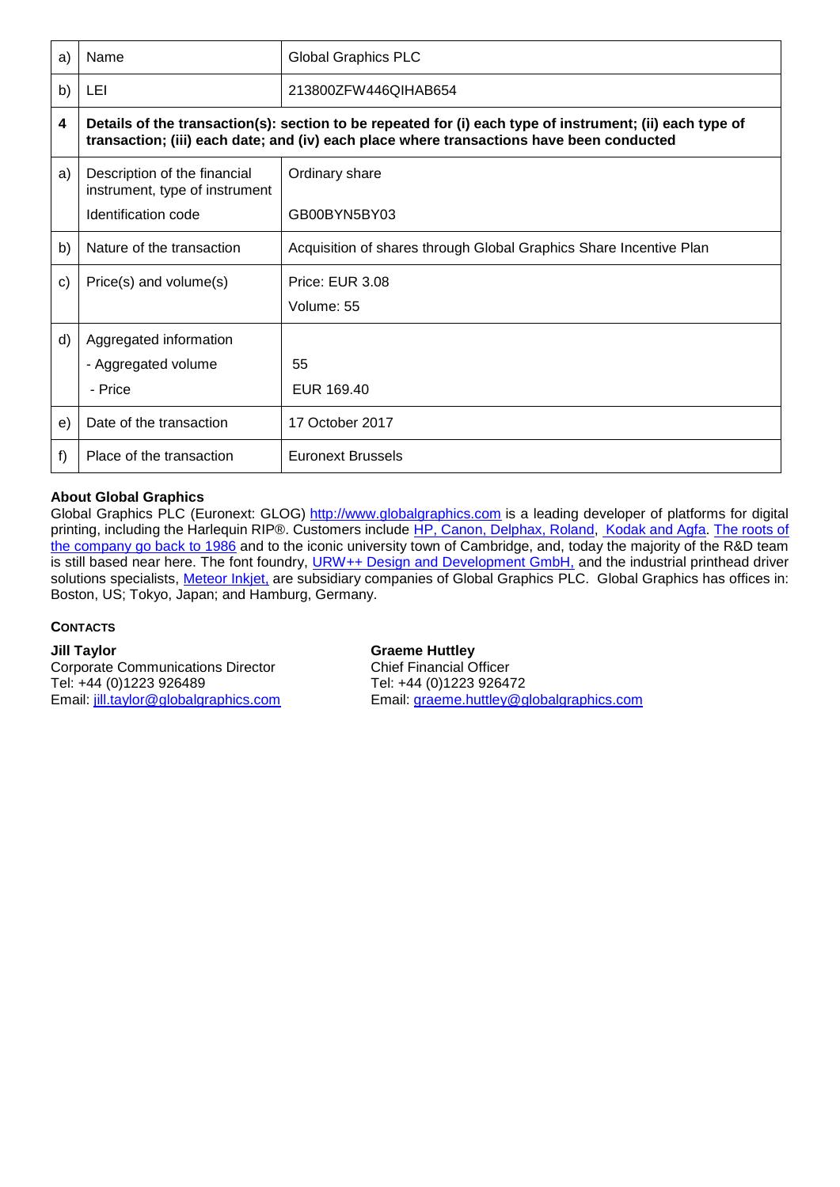| | | |
|---|---|---|
| a) | Name | Global Graphics PLC |
| b) | LEI | 213800ZFW446QIHAB654 |
| **4** | **Details of the transaction(s): section to be repeated for (i) each type of instrument; (ii) each type of transaction; (iii) each date; and (iv) each place where transactions have been conducted** | |
| a) | Description of the financial instrument, type of instrument<br>Identification code | Ordinary share<br>GB00BYN5BY03 |
| b) | Nature of the transaction | Acquisition of shares through Global Graphics Share Incentive Plan |
| c) | Price(s) and volume(s) | Price: EUR 3.08<br>Volume: 55 |
| d) | Aggregated information<br>- Aggregated volume<br>- Price | <br>55<br>EUR 169.40 |
| e) | Date of the transaction | 17 October 2017 |
| f) | Place of the transaction | Euronext Brussels |

**About Global Graphics**

Global Graphics PLC (Euronext: GLOG) http://www.globalgraphics.com is a leading developer of platforms for digital printing, including the Harlequin RIP®. Customers include HP, Canon, Delphax, Roland, Kodak and Agfa. The roots of the company go back to 1986 and to the iconic university town of Cambridge, and, today the majority of the R&D team is still based near here. The font foundry, URW++ Design and Development GmbH, and the industrial printhead driver solutions specialists, Meteor Inkjet, are subsidiary companies of Global Graphics PLC. Global Graphics has offices in: Boston, US; Tokyo, Japan; and Hamburg, Germany.

**CONTACTS**

**Jill Taylor**
Corporate Communications Director
Tel: +44 (0)1223 926489
Email: jill.taylor@globalgraphics.com

**Graeme Huttley**
Chief Financial Officer
Tel: +44 (0)1223 926472
Email: graeme.huttley@globalgraphics.com